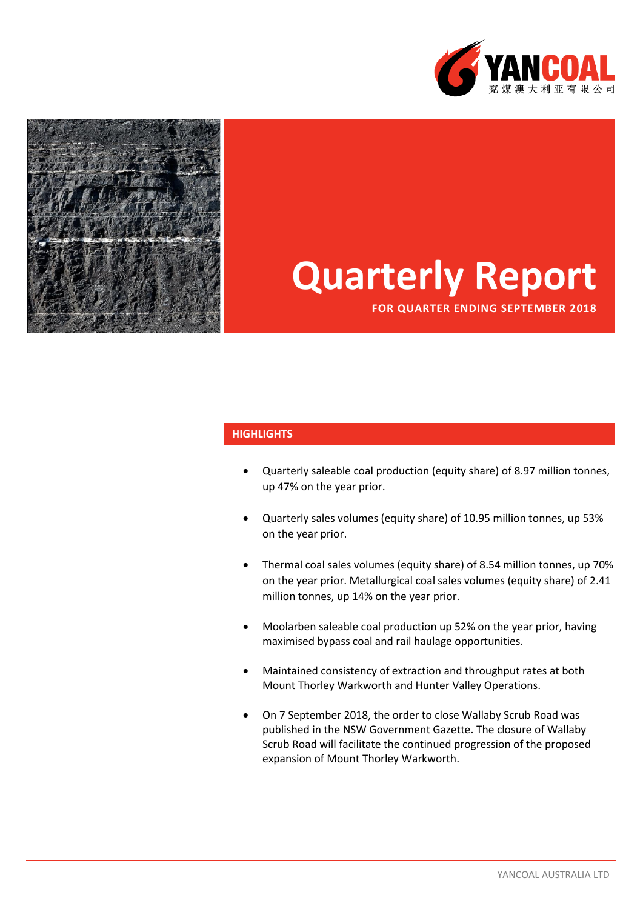# Quarterly Report

**FOR QUARTER ENDING SEPTEMBER 2018**

## HIGHLIGHTS

- Quarterly saleable coal production (equity share) of 8.97 million tonnes, up 47% on the year prior.
- Quarterly sales volumes (equity share) of 10.95 million tonnes, up 53% on the year prior.
- Thermal coal sales volumes (equity share) of 8.54 million tonnes, up 70% on the year prior. Metallurgical coal sales volumes (equity share) of 2.41 million tonnes, up 14% on the year prior.
- Moolarben saleable coal production up 52% on the year prior, having maximised bypass coal and rail haulage opportunities.
- Maintained consistency of extraction and throughput rates at both Mount Thorley Warkworth and Hunter Valley Operations.
- On 7 September 2018, the order to close Wallaby Scrub Road was published in the NSW Government Gazette. The closure of Wallaby Scrub Road will facilitate the continued progression of the proposed expansion of Mount Thorley Warkworth.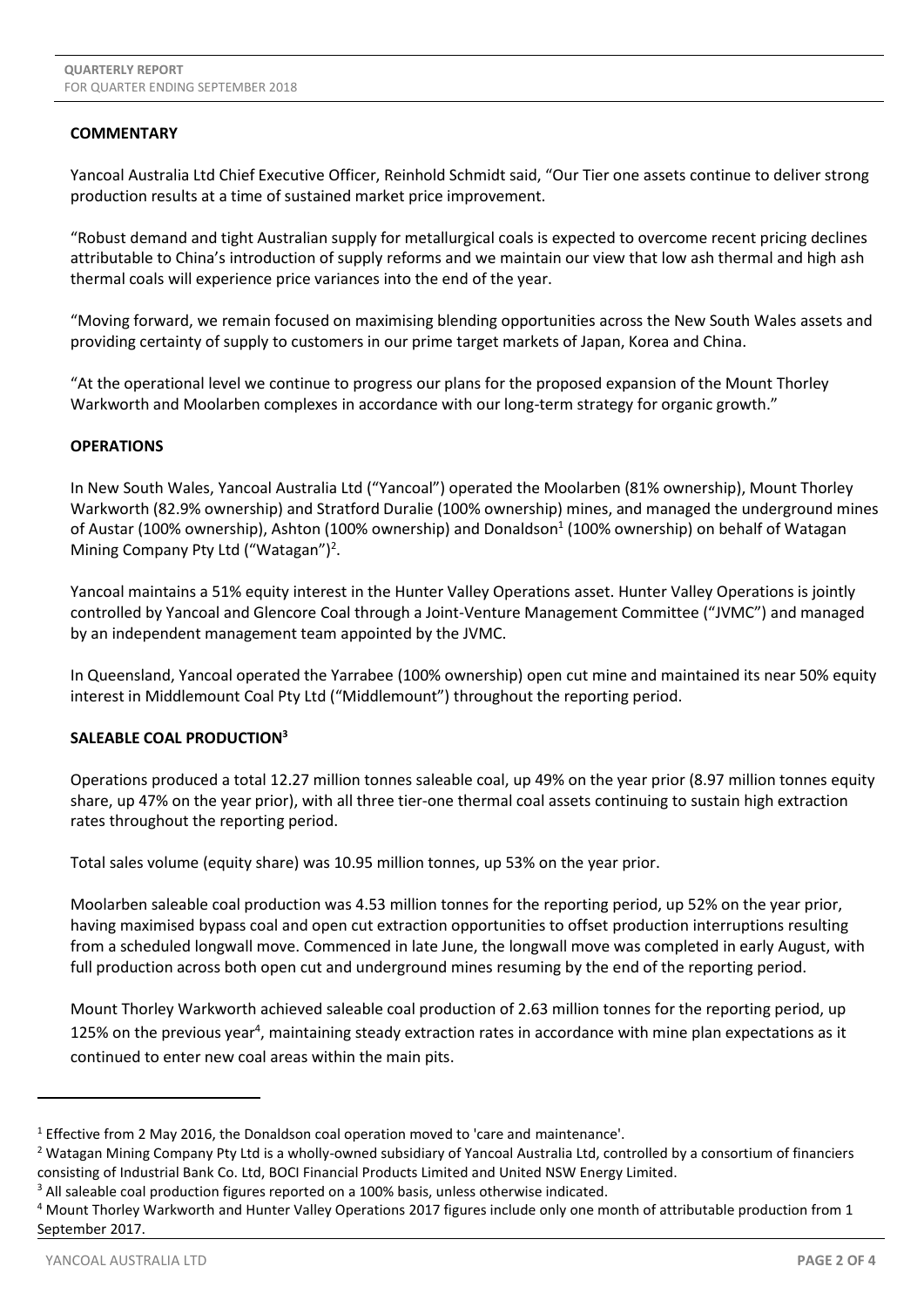## COMMENTARY

Yancoal Australia Ltd Chief Executive Officer, Reinhold Schmidt said, "Our Tier one assets continue to deliver strong production results at a time of sustained market price improvement.

"Robust demand and tight Australian supply for metallurgical coals is expected to overcome recent pricing declines attributable to China's introduction of supply reforms and we maintain our view that low ash thermal and high ash thermal coals will experience price variances into the end of the year.

"Moving forward, we remain focused on maximising blending opportunities across the New South Wales assets and providing certainty of supply to customers in our prime target markets of Japan, Korea and China.

"At the operational level we continue to progress our plans for the proposed expansion of the Mount Thorley Warkworth and Moolarben complexes in accordance with our long-term strategy for organic growth."

## OPERATIONS

In New South Wales, Yancoal Australia Ltd ("Yancoal") operated the Moolarben (81% ownership), Mount Thorley Warkworth (82.9% ownership) and Stratford Duralie (100% ownership) mines, and managed the underground mines of Austar (100% ownership), Ashton (100% ownership) and Donaldson[1] (100% ownership) on behalf of Watagan Mining Company Pty Ltd ("Watagan")[2].

Yancoal maintains a 51% equity interest in the Hunter Valley Operations asset. Hunter Valley Operations is jointly controlled by Yancoal and Glencore Coal through a Joint-Venture Management Committee ("JVMC") and managed by an independent management team appointed by the JVMC.

In Queensland, Yancoal operated the Yarrabee (100% ownership) open cut mine and maintained its near 50% equity interest in Middlemount Coal Pty Ltd ("Middlemount") throughout the reporting period.

## SALEABLE COAL PRODUCTION[3]

Operations produced a total 12.27 million tonnes saleable coal, up 49% on the year prior (8.97 million tonnes equity share, up 47% on the year prior), with all three tier-one thermal coal assets continuing to sustain high extraction rates throughout the reporting period.

Total sales volume (equity share) was 10.95 million tonnes, up 53% on the year prior.

Moolarben saleable coal production was 4.53 million tonnes for the reporting period, up 52% on the year prior, having maximised bypass coal and open cut extraction opportunities to offset production interruptions resulting from a scheduled longwall move. Commenced in late June, the longwall move was completed in early August, with full production across both open cut and underground mines resuming by the end of the reporting period.

Mount Thorley Warkworth achieved saleable coal production of 2.63 million tonnes for the reporting period, up 125% on the previous year[4], maintaining steady extraction rates in accordance with mine plan expectations as it continued to enter new coal areas within the main pits.

---

[1] Effective from 2 May 2016, the Donaldson coal operation moved to 'care and maintenance'.

[2] Watagan Mining Company Pty Ltd is a wholly-owned subsidiary of Yancoal Australia Ltd, controlled by a consortium of financiers consisting of Industrial Bank Co. Ltd, BOCI Financial Products Limited and United NSW Energy Limited.

[3] All saleable coal production figures reported on a 100% basis, unless otherwise indicated.

[4] Mount Thorley Warkworth and Hunter Valley Operations 2017 figures include only one month of attributable production from 1 September 2017.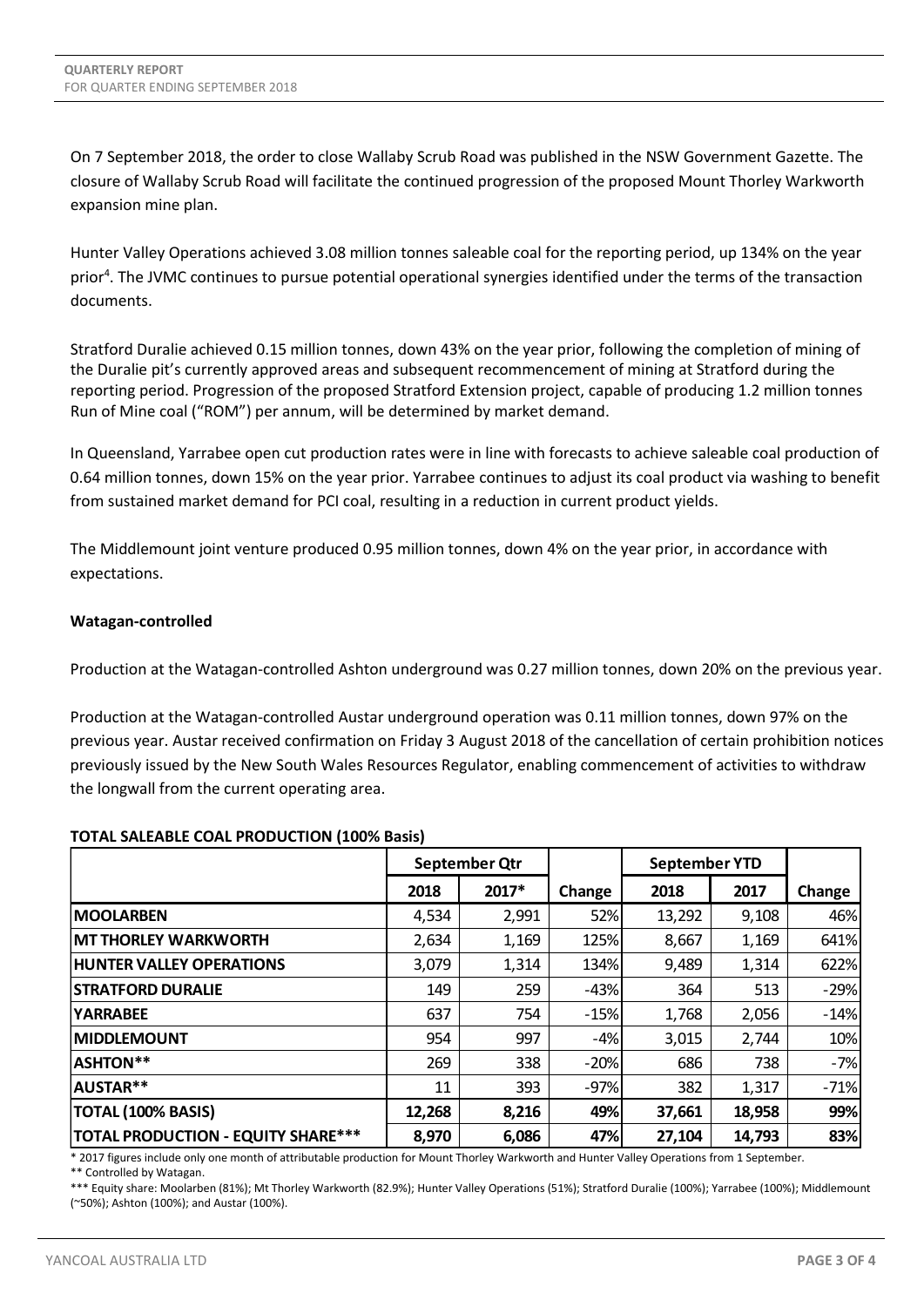On 7 September 2018, the order to close Wallaby Scrub Road was published in the NSW Government Gazette. The closure of Wallaby Scrub Road will facilitate the continued progression of the proposed Mount Thorley Warkworth expansion mine plan.

Hunter Valley Operations achieved 3.08 million tonnes saleable coal for the reporting period, up 134% on the year prior[4]. The JVMC continues to pursue potential operational synergies identified under the terms of the transaction documents.

Stratford Duralie achieved 0.15 million tonnes, down 43% on the year prior, following the completion of mining of the Duralie pit's currently approved areas and subsequent recommencement of mining at Stratford during the reporting period. Progression of the proposed Stratford Extension project, capable of producing 1.2 million tonnes Run of Mine coal ("ROM") per annum, will be determined by market demand.

In Queensland, Yarrabee open cut production rates were in line with forecasts to achieve saleable coal production of 0.64 million tonnes, down 15% on the year prior. Yarrabee continues to adjust its coal product via washing to benefit from sustained market demand for PCI coal, resulting in a reduction in current product yields.

The Middlemount joint venture produced 0.95 million tonnes, down 4% on the year prior, in accordance with expectations.

**Watagan-controlled**

Production at the Watagan-controlled Ashton underground was 0.27 million tonnes, down 20% on the previous year.

Production at the Watagan-controlled Austar underground operation was 0.11 million tonnes, down 97% on the previous year. Austar received confirmation on Friday 3 August 2018 of the cancellation of certain prohibition notices previously issued by the New South Wales Resources Regulator, enabling commencement of activities to withdraw the longwall from the current operating area.

**TOTAL SALEABLE COAL PRODUCTION (100% Basis)**

| | September Qtr | | | September YTD | | |
|---|---|---|---|---|---|---|
| | 2018 | 2017* | Change | 2018 | 2017 | Change |
| **MOOLARBEN** | 4,534 | 2,991 | 52% | 13,292 | 9,108 | 46% |
| **MT THORLEY WARKWORTH** | 2,634 | 1,169 | 125% | 8,667 | 1,169 | 641% |
| **HUNTER VALLEY OPERATIONS** | 3,079 | 1,314 | 134% | 9,489 | 1,314 | 622% |
| **STRATFORD DURALIE** | 149 | 259 | -43% | 364 | 513 | -29% |
| **YARRABEE** | 637 | 754 | -15% | 1,768 | 2,056 | -14% |
| **MIDDLEMOUNT** | 954 | 997 | -4% | 3,015 | 2,744 | 10% |
| **ASHTON\*\*** | 269 | 338 | -20% | 686 | 738 | -7% |
| **AUSTAR\*\*** | 11 | 393 | -97% | 382 | 1,317 | -71% |
| **TOTAL (100% BASIS)** | **12,268** | **8,216** | **49%** | **37,661** | **18,958** | **99%** |
| **TOTAL PRODUCTION - EQUITY SHARE\*\*\*** | **8,970** | **6,086** | **47%** | **27,104** | **14,793** | **83%** |

\* 2017 figures include only one month of attributable production for Mount Thorley Warkworth and Hunter Valley Operations from 1 September.

\*\* Controlled by Watagan.

\*\*\* Equity share: Moolarben (81%); Mt Thorley Warkworth (82.9%); Hunter Valley Operations (51%); Stratford Duralie (100%); Yarrabee (100%); Middlemount (~50%); Ashton (100%); and Austar (100%).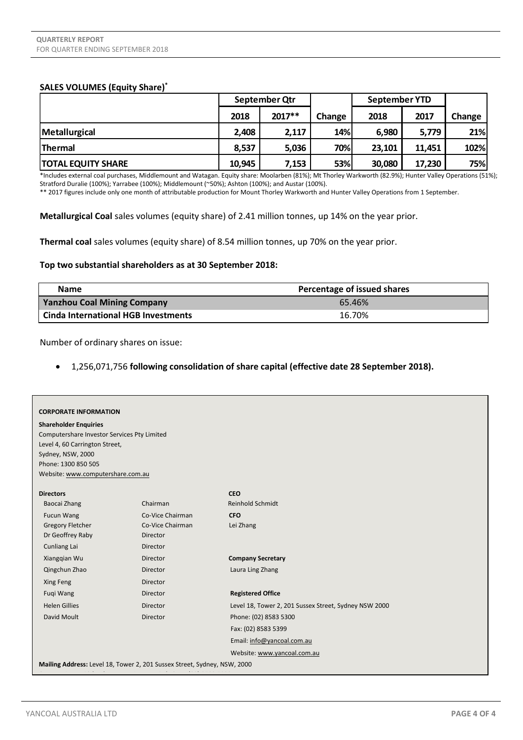## SALES VOLUMES (Equity Share)*

| | September Qtr | | | September YTD | | |
|---|---|---|---|---|---|---|
| | 2018 | 2017** | Change | 2018 | 2017 | Change |
| **Metallurgical** | **2,408** | **2,117** | **14%** | **6,980** | **5,779** | **21%** |
| **Thermal** | **8,537** | **5,036** | **70%** | **23,101** | **11,451** | **102%** |
| **TOTAL EQUITY SHARE** | **10,945** | **7,153** | **53%** | **30,080** | **17,230** | **75%** |

*Includes external coal purchases, Middlemount and Watagan. Equity share: Moolarben (81%); Mt Thorley Warkworth (82.9%); Hunter Valley Operations (51%); Stratford Duralie (100%); Yarrabee (100%); Middlemount (~50%); Ashton (100%); and Austar (100%).

** 2017 figures include only one month of attributable production for Mount Thorley Warkworth and Hunter Valley Operations from 1 September.

**Metallurgical Coal** sales volumes (equity share) of 2.41 million tonnes, up 14% on the year prior.

**Thermal coal** sales volumes (equity share) of 8.54 million tonnes, up 70% on the year prior.

**Top two substantial shareholders as at 30 September 2018:**

| Name | Percentage of issued shares |
|---|---|
| **Yanzhou Coal Mining Company** | 65.46% |
| **Cinda International HGB Investments** | 16.70% |

Number of ordinary shares on issue:

- 1,256,071,756 **following consolidation of share capital (effective date 28 September 2018).**

**CORPORATE INFORMATION**

**Shareholder Enquiries**
Computershare Investor Services Pty Limited
Level 4, 60 Carrington Street,
Sydney, NSW, 2000
Phone: 1300 850 505
Website: www.computershare.com.au

**Directors**

| | |
|---|---|
| Baocai Zhang | Chairman |
| Fucun Wang | Co-Vice Chairman |
| Gregory Fletcher | Co-Vice Chairman |
| Dr Geoffrey Raby | Director |
| Cunliang Lai | Director |
| Xiangqian Wu | Director |
| Qingchun Zhao | Director |
| Xing Feng | Director |
| Fuqi Wang | Director |
| Helen Gillies | Director |
| David Moult | Director |

**CEO**
Reinhold Schmidt

**CFO**
Lei Zhang

**Company Secretary**
Laura Ling Zhang

**Registered Office**
Level 18, Tower 2, 201 Sussex Street, Sydney NSW 2000
Phone: (02) 8583 5300
Fax: (02) 8583 5399
Email: info@yancoal.com.au
Website: www.yancoal.com.au

**Mailing Address:** Level 18, Tower 2, 201 Sussex Street, Sydney, NSW, 2000